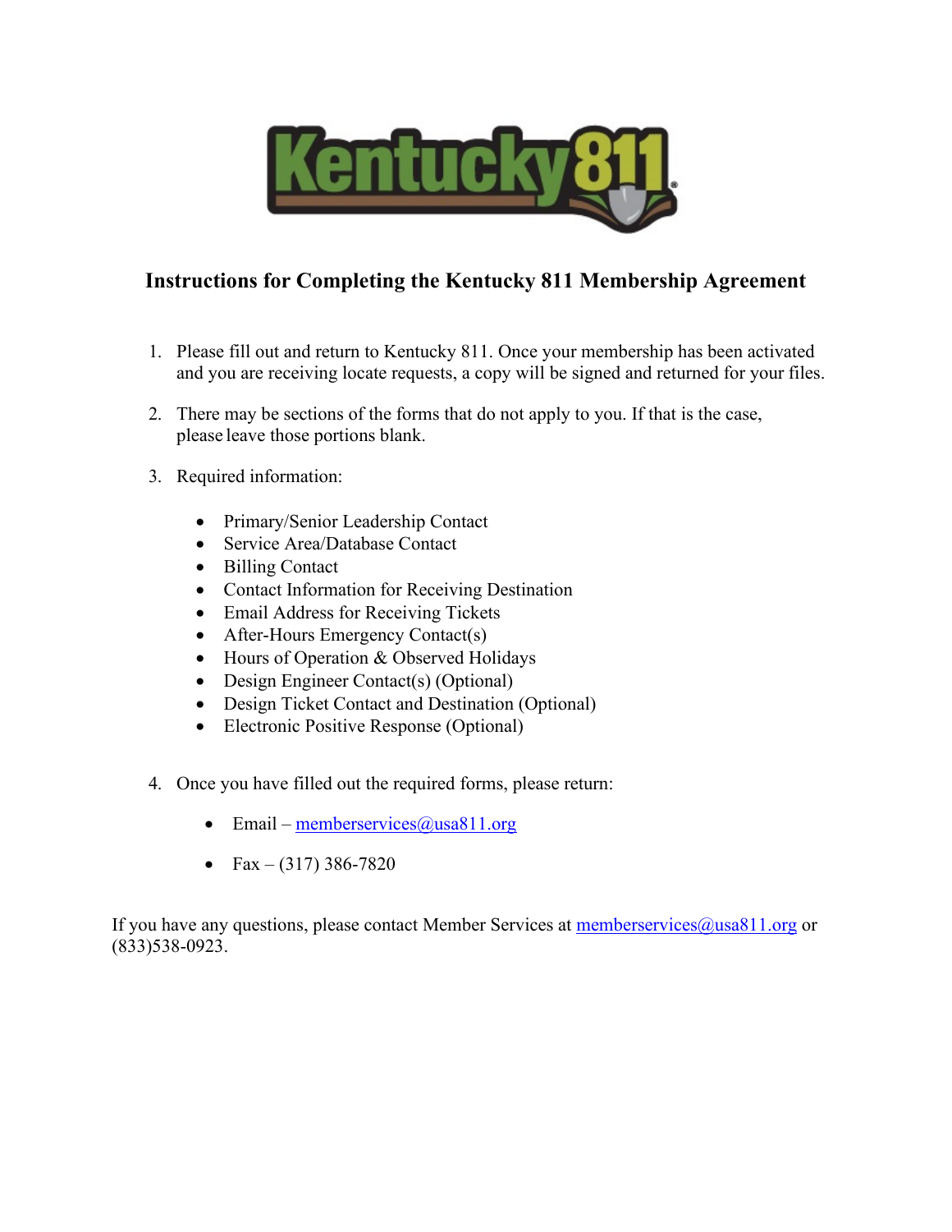# Instructions for Completing the Kentucky 811 Membership Agreement

1. Please fill out and return to Kentucky 811. Once your membership has been activated and you are receiving locate requests, a copy will be signed and returned for your files.

2. There may be sections of the forms that do not apply to you. If that is the case, please leave those portions blank.

3. Required information:

   - Primary/Senior Leadership Contact
   - Service Area/Database Contact
   - Billing Contact
   - Contact Information for Receiving Destination
   - Email Address for Receiving Tickets
   - After-Hours Emergency Contact(s)
   - Hours of Operation & Observed Holidays
   - Design Engineer Contact(s) (Optional)
   - Design Ticket Contact and Destination (Optional)
   - Electronic Positive Response (Optional)

4. Once you have filled out the required forms, please return:

   - Email – memberservices@usa811.org
   - Fax – (317) 386-7820

If you have any questions, please contact Member Services at memberservices@usa811.org or (833)538-0923.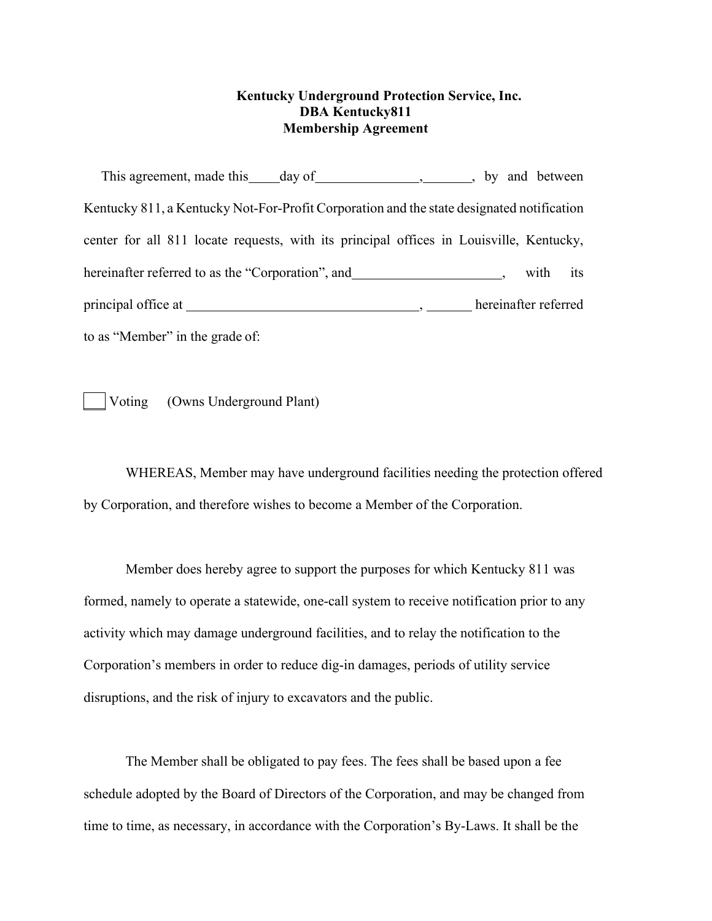**Kentucky Underground Protection Service, Inc.**
**DBA Kentucky811**
**Membership Agreement**

This agreement, made this____day of_______________,_______, by and between Kentucky 811, a Kentucky Not-For-Profit Corporation and the state designated notification center for all 811 locate requests, with its principal offices in Louisville, Kentucky, hereinafter referred to as the "Corporation", and______________________, with its principal office at __________________________________, _______ hereinafter referred to as "Member" in the grade of:

☐ Voting (Owns Underground Plant)

WHEREAS, Member may have underground facilities needing the protection offered by Corporation, and therefore wishes to become a Member of the Corporation.

Member does hereby agree to support the purposes for which Kentucky 811 was formed, namely to operate a statewide, one-call system to receive notification prior to any activity which may damage underground facilities, and to relay the notification to the Corporation's members in order to reduce dig-in damages, periods of utility service disruptions, and the risk of injury to excavators and the public.

The Member shall be obligated to pay fees. The fees shall be based upon a fee schedule adopted by the Board of Directors of the Corporation, and may be changed from time to time, as necessary, in accordance with the Corporation's By-Laws. It shall be the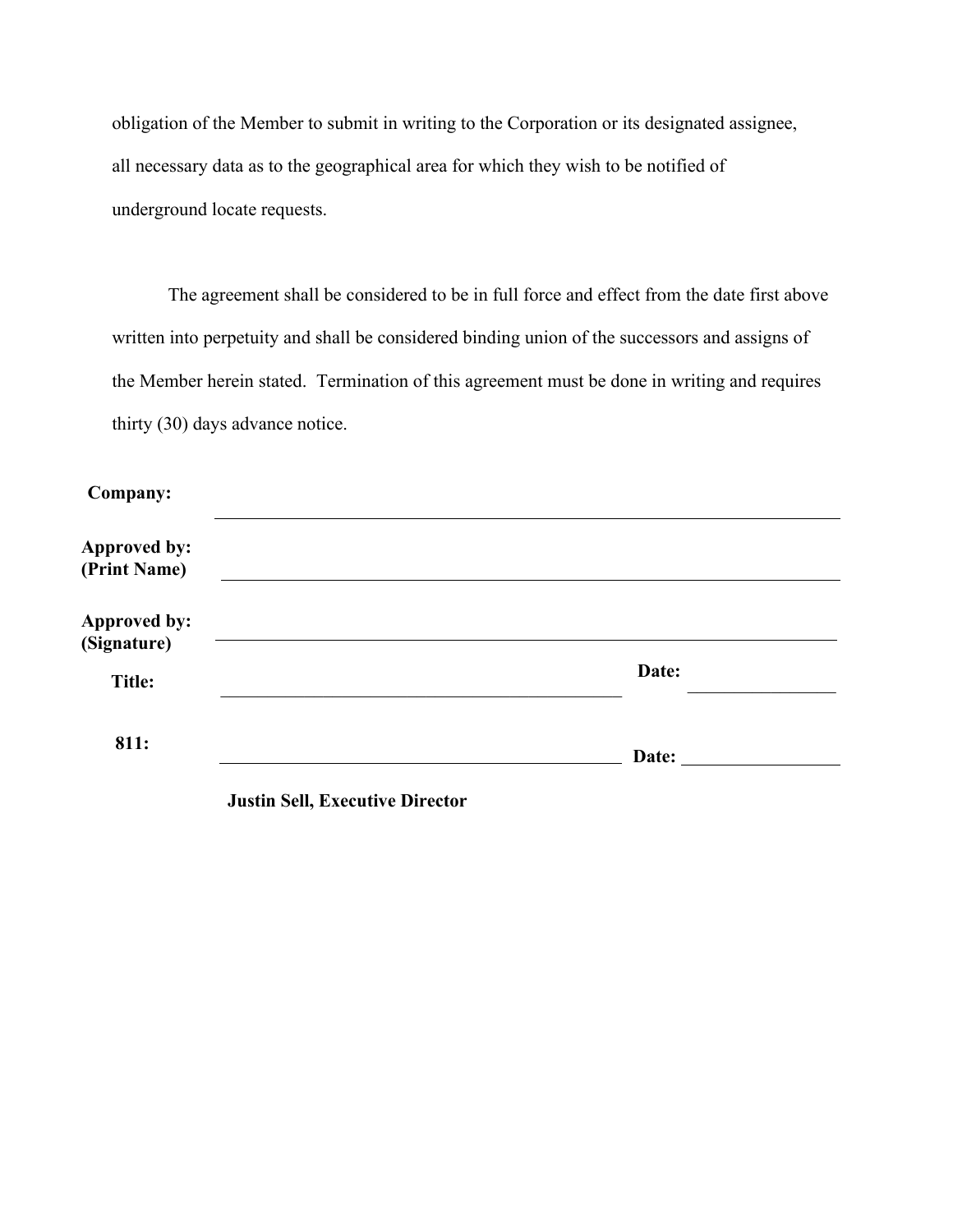obligation of the Member to submit in writing to the Corporation or its designated assignee, all necessary data as to the geographical area for which they wish to be notified of underground locate requests.

The agreement shall be considered to be in full force and effect from the date first above written into perpetuity and shall be considered binding union of the successors and assigns of the Member herein stated. Termination of this agreement must be done in writing and requires thirty (30) days advance notice.

**Company:** ______________________________________________

**Approved by:**
**(Print Name)** ______________________________________________

**Approved by:**
**(Signature)** ______________________________________________

**Title:** ______________________________ **Date:** ______________

**811:** ______________________________ **Date:** ______________

**Justin Sell, Executive Director**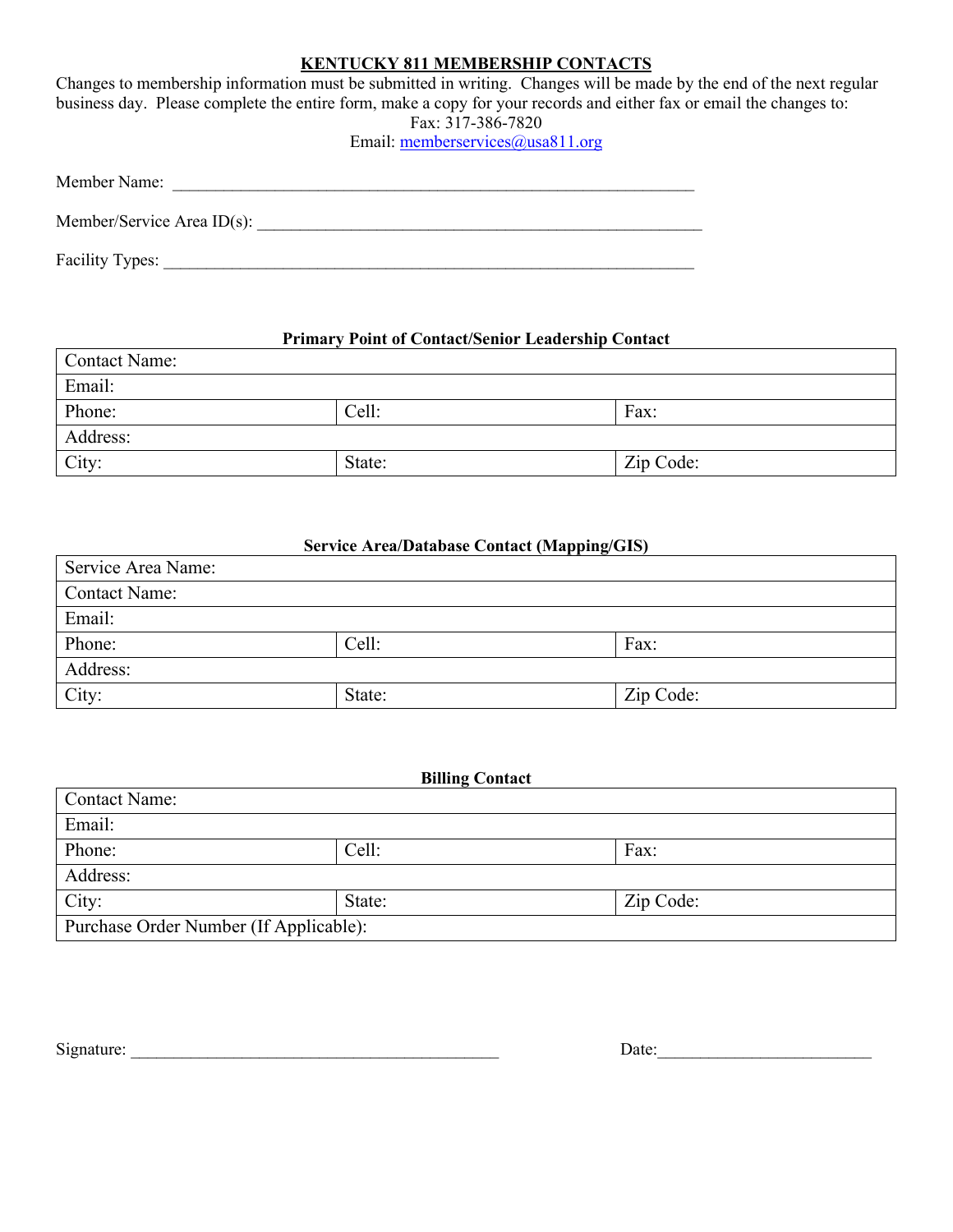## KENTUCKY 811 MEMBERSHIP CONTACTS

Changes to membership information must be submitted in writing. Changes will be made by the end of the next regular business day. Please complete the entire form, make a copy for your records and either fax or email the changes to:

Fax: 317-386-7820

Email: memberservices@usa811.org

Member Name: ____________________________________________________________

Member/Service Area ID(s): ____________________________________________________

Facility Types: ____________________________________________________________

**Primary Point of Contact/Senior Leadership Contact**

| Contact Name: | | |
|---|---|---|
| Email: | | |
| Phone: | Cell: | Fax: |
| Address: | | |
| City: | State: | Zip Code: |

**Service Area/Database Contact (Mapping/GIS)**

| Service Area Name: | | |
|---|---|---|
| Contact Name: | | |
| Email: | | |
| Phone: | Cell: | Fax: |
| Address: | | |
| City: | State: | Zip Code: |

**Billing Contact**

| Contact Name: | | |
|---|---|---|
| Email: | | |
| Phone: | Cell: | Fax: |
| Address: | | |
| City: | State: | Zip Code: |
| Purchase Order Number (If Applicable): | | |

Signature: ___________________________________________ Date:_________________________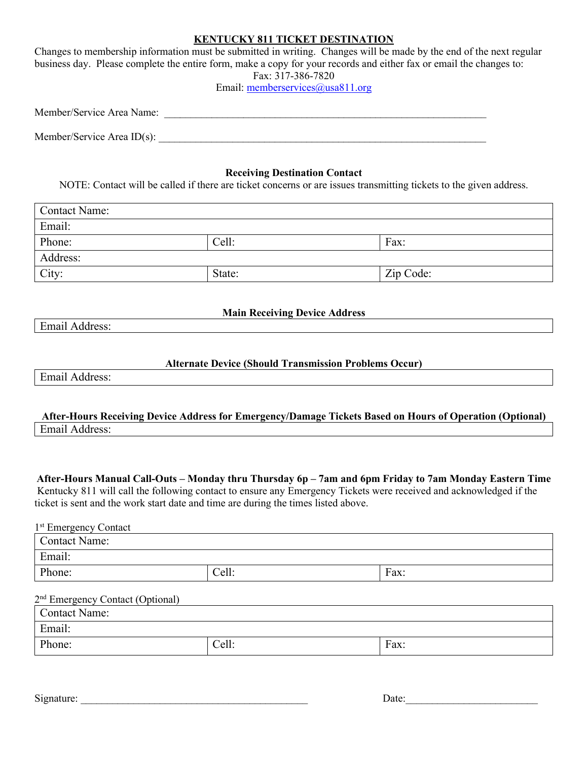## KENTUCKY 811 TICKET DESTINATION

Changes to membership information must be submitted in writing. Changes will be made by the end of the next regular business day. Please complete the entire form, make a copy for your records and either fax or email the changes to:

Fax: 317-386-7820

Email: memberservices@usa811.org

Member/Service Area Name: ______________________________________________________________

Member/Service Area ID(s): ______________________________________________________________

**Receiving Destination Contact**

NOTE: Contact will be called if there are ticket concerns or are issues transmitting tickets to the given address.

| Contact Name: | | |
|---|---|---|
| Email: | | |
| Phone: | Cell: | Fax: |
| Address: | | |
| City: | State: | Zip Code: |

**Main Receiving Device Address**

| Email Address: |
|---|

**Alternate Device (Should Transmission Problems Occur)**

| Email Address: |
|---|

**After-Hours Receiving Device Address for Emergency/Damage Tickets Based on Hours of Operation (Optional)**

| Email Address: |
|---|

**After-Hours Manual Call-Outs – Monday thru Thursday 6p – 7am and 6pm Friday to 7am Monday Eastern Time**

Kentucky 811 will call the following contact to ensure any Emergency Tickets were received and acknowledged if the ticket is sent and the work start date and time are during the times listed above.

1st Emergency Contact

| Contact Name: | | |
|---|---|---|
| Email: | | |
| Phone: | Cell: | Fax: |

2nd Emergency Contact (Optional)

| Contact Name: | | |
|---|---|---|
| Email: | | |
| Phone: | Cell: | Fax: |

Signature: ____________________________________________ Date:_________________________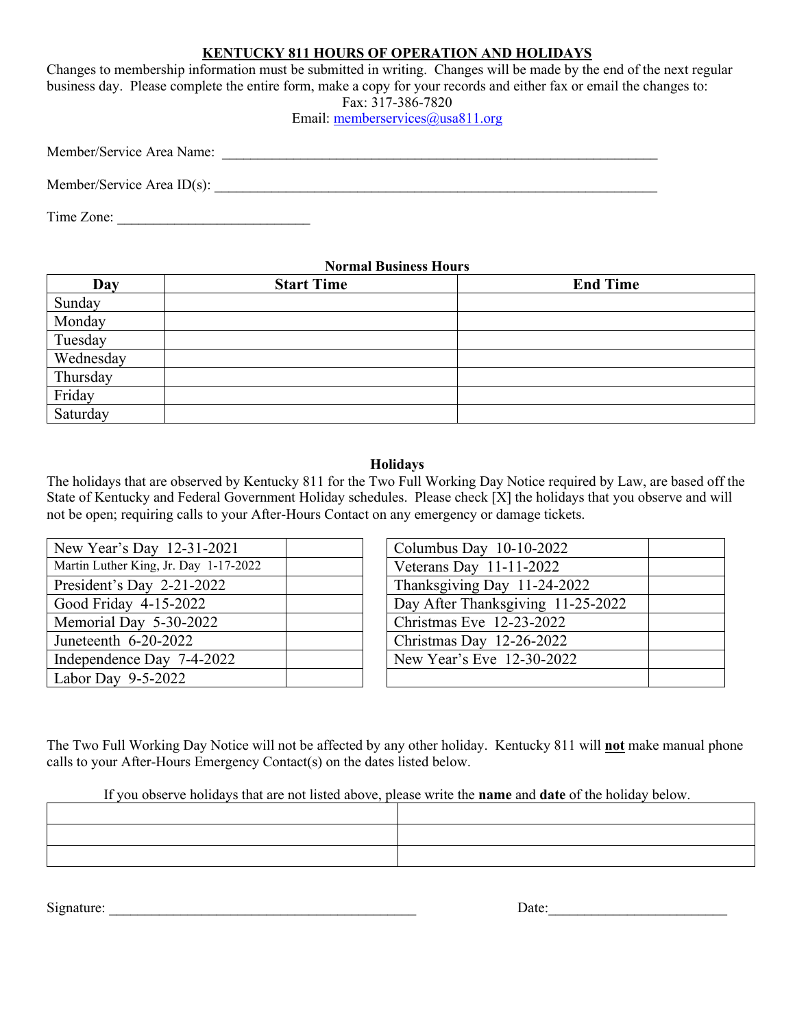# KENTUCKY 811 HOURS OF OPERATION AND HOLIDAYS

Changes to membership information must be submitted in writing. Changes will be made by the end of the next regular business day. Please complete the entire form, make a copy for your records and either fax or email the changes to:

Fax: 317-386-7820

Email: memberservices@usa811.org

Member/Service Area Name: ______________________________________________________________

Member/Service Area ID(s): ______________________________________________________________

Time Zone: ___________________________

**Normal Business Hours**

| Day | Start Time | End Time |
|---|---|---|
| Sunday | | |
| Monday | | |
| Tuesday | | |
| Wednesday | | |
| Thursday | | |
| Friday | | |
| Saturday | | |

**Holidays**

The holidays that are observed by Kentucky 811 for the Two Full Working Day Notice required by Law, are based off the State of Kentucky and Federal Government Holiday schedules. Please check [X] the holidays that you observe and will not be open; requiring calls to your After-Hours Contact on any emergency or damage tickets.

| Holiday | |
|---|---|
| New Year's Day 12-31-2021 | |
| Martin Luther King, Jr. Day 1-17-2022 | |
| President's Day 2-21-2022 | |
| Good Friday 4-15-2022 | |
| Memorial Day 5-30-2022 | |
| Juneteenth 6-20-2022 | |
| Independence Day 7-4-2022 | |
| Labor Day 9-5-2022 | |
| Columbus Day 10-10-2022 | |
| Veterans Day 11-11-2022 | |
| Thanksgiving Day 11-24-2022 | |
| Day After Thanksgiving 11-25-2022 | |
| Christmas Eve 12-23-2022 | |
| Christmas Day 12-26-2022 | |
| New Year's Eve 12-30-2022 | |

The Two Full Working Day Notice will not be affected by any other holiday. Kentucky 811 will **not** make manual phone calls to your After-Hours Emergency Contact(s) on the dates listed below.

If you observe holidays that are not listed above, please write the **name** and **date** of the holiday below.

| Name | Date |
|---|---|
| | |
| | |
| | |

Signature: ____________________________________________ Date:_________________________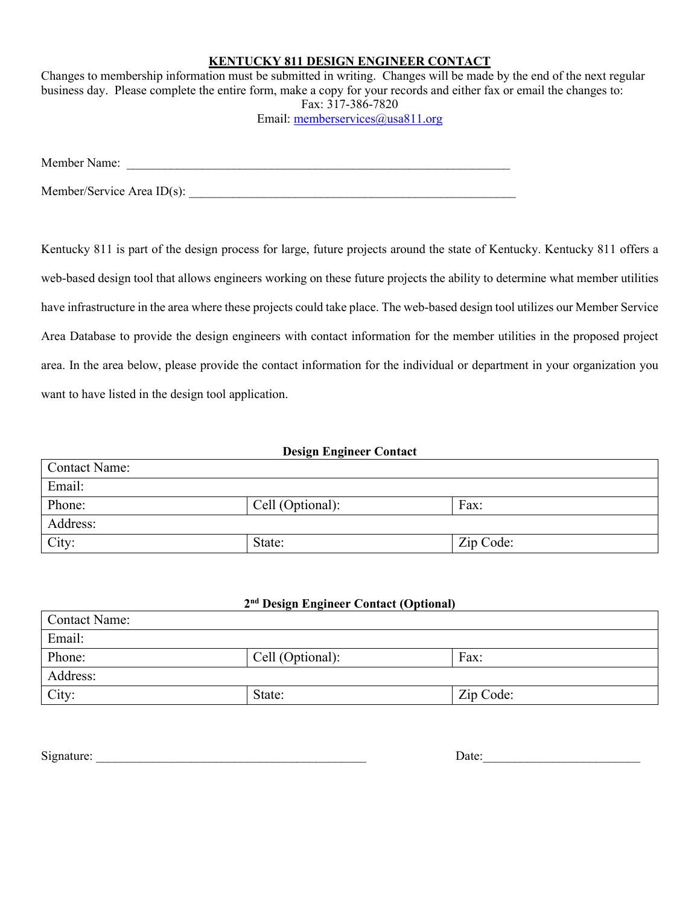# KENTUCKY 811 DESIGN ENGINEER CONTACT

Changes to membership information must be submitted in writing. Changes will be made by the end of the next regular business day. Please complete the entire form, make a copy for your records and either fax or email the changes to:

Fax: 317-386-7820

Email: memberservices@usa811.org

Member Name: ___________________________________________________________

Member/Service Area ID(s): ______________________________________________________

Kentucky 811 is part of the design process for large, future projects around the state of Kentucky. Kentucky 811 offers a web-based design tool that allows engineers working on these future projects the ability to determine what member utilities have infrastructure in the area where these projects could take place. The web-based design tool utilizes our Member Service Area Database to provide the design engineers with contact information for the member utilities in the proposed project area. In the area below, please provide the contact information for the individual or department in your organization you want to have listed in the design tool application.

**Design Engineer Contact**

| Contact Name: | | |
|---|---|---|
| Email: | | |
| Phone: | Cell (Optional): | Fax: |
| Address: | | |
| City: | State: | Zip Code: |

**2nd Design Engineer Contact (Optional)**

| Contact Name: | | |
|---|---|---|
| Email: | | |
| Phone: | Cell (Optional): | Fax: |
| Address: | | |
| City: | State: | Zip Code: |

Signature: ___________________________________________ Date:_________________________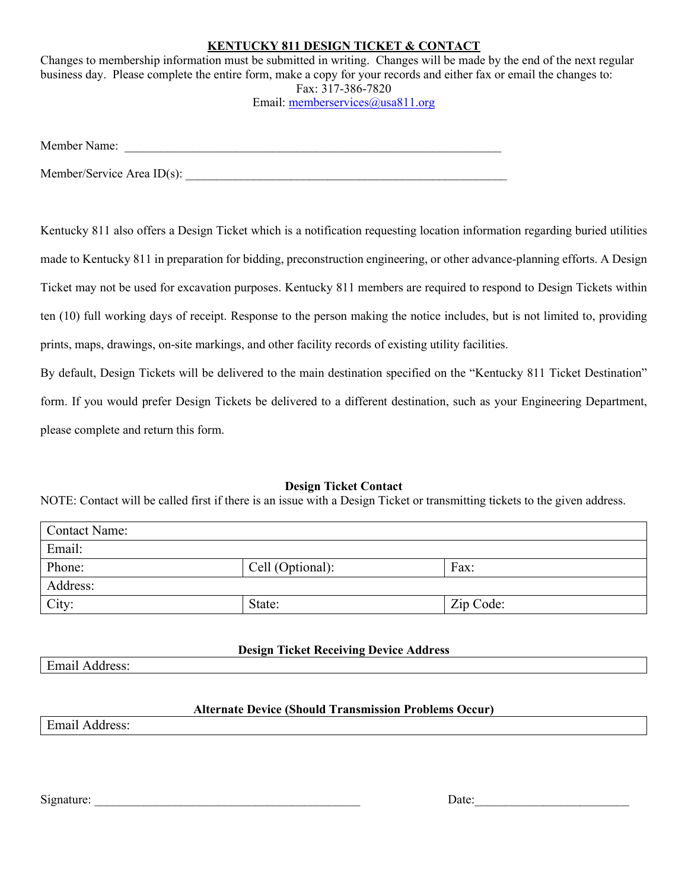# KENTUCKY 811 DESIGN TICKET & CONTACT

Changes to membership information must be submitted in writing. Changes will be made by the end of the next regular business day. Please complete the entire form, make a copy for your records and either fax or email the changes to:

Fax: 317-386-7820

Email: memberservices@usa811.org

Member Name: ____________________________________________________________

Member/Service Area ID(s): ___________________________________________________

Kentucky 811 also offers a Design Ticket which is a notification requesting location information regarding buried utilities made to Kentucky 811 in preparation for bidding, preconstruction engineering, or other advance-planning efforts. A Design Ticket may not be used for excavation purposes. Kentucky 811 members are required to respond to Design Tickets within ten (10) full working days of receipt. Response to the person making the notice includes, but is not limited to, providing prints, maps, drawings, on-site markings, and other facility records of existing utility facilities.

By default, Design Tickets will be delivered to the main destination specified on the "Kentucky 811 Ticket Destination" form. If you would prefer Design Tickets be delivered to a different destination, such as your Engineering Department, please complete and return this form.

**Design Ticket Contact**

NOTE: Contact will be called first if there is an issue with a Design Ticket or transmitting tickets to the given address.

| Contact Name: | | |
|---|---|---|
| Email: | | |
| Phone: | Cell (Optional): | Fax: |
| Address: | | |
| City: | State: | Zip Code: |

**Design Ticket Receiving Device Address**

| Email Address: |
|---|

**Alternate Device (Should Transmission Problems Occur)**

| Email Address: |
|---|

Signature: ____________________________________________ Date:_________________________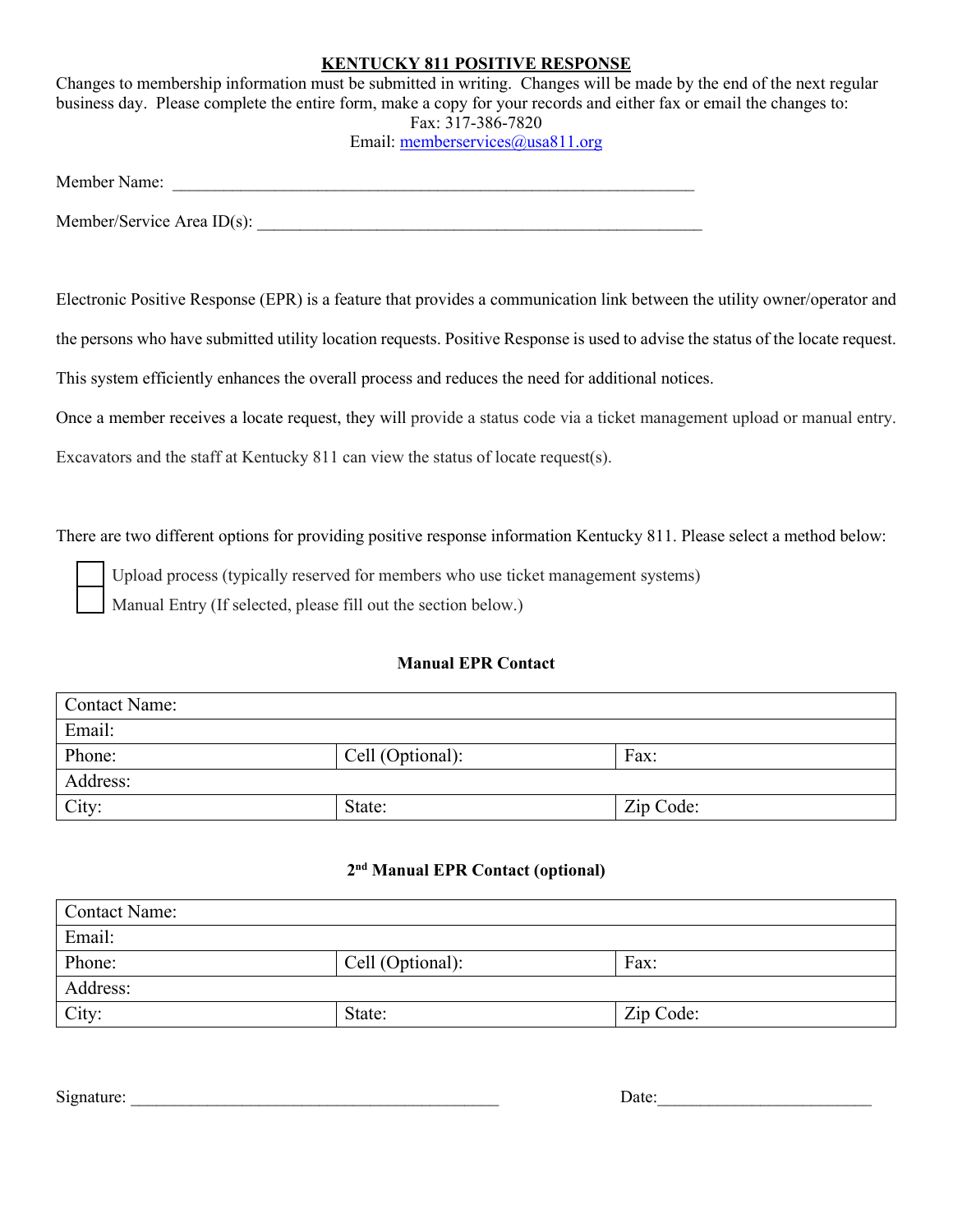# KENTUCKY 811 POSITIVE RESPONSE

Changes to membership information must be submitted in writing. Changes will be made by the end of the next regular business day. Please complete the entire form, make a copy for your records and either fax or email the changes to:

Fax: 317-386-7820

Email: memberservices@usa811.org

Member Name: ________________________________________________________________

Member/Service Area ID(s): ______________________________________________________

Electronic Positive Response (EPR) is a feature that provides a communication link between the utility owner/operator and the persons who have submitted utility location requests. Positive Response is used to advise the status of the locate request. This system efficiently enhances the overall process and reduces the need for additional notices.

Once a member receives a locate request, they will provide a status code via a ticket management upload or manual entry. Excavators and the staff at Kentucky 811 can view the status of locate request(s).

There are two different options for providing positive response information Kentucky 811. Please select a method below:

☐ Upload process (typically reserved for members who use ticket management systems)

☐ Manual Entry (If selected, please fill out the section below.)

**Manual EPR Contact**

| | | |
|---|---|---|
| Contact Name: | | |
| Email: | | |
| Phone: | Cell (Optional): | Fax: |
| Address: | | |
| City: | State: | Zip Code: |

**2nd Manual EPR Contact (optional)**

| | | |
|---|---|---|
| Contact Name: | | |
| Email: | | |
| Phone: | Cell (Optional): | Fax: |
| Address: | | |
| City: | State: | Zip Code: |

Signature: ____________________________________________ Date:_________________________